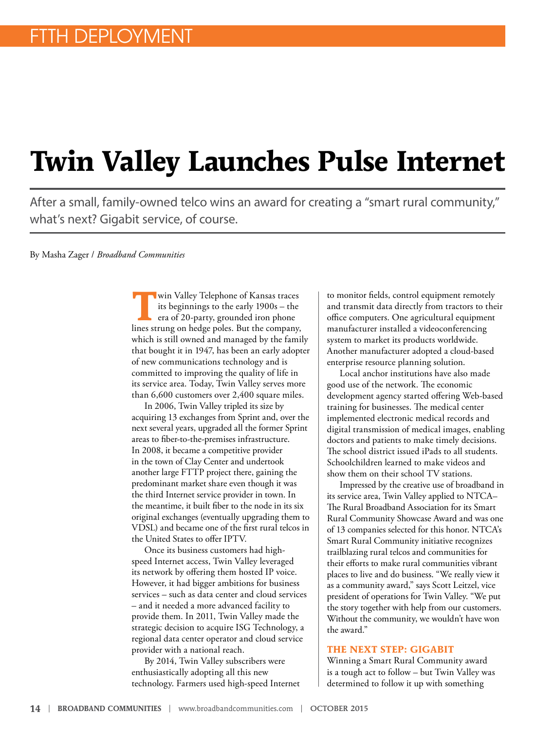# Twin Valley Launches Pulse Internet

After a small, family-owned telco wins an award for creating a "smart rural community," what's next? Gigabit service, of course.

By Masha Zager / *Broadband Communities*

Twin Valley Telephone of Kansas traces its beginnings to the early 1900s – the era of 20-party, grounded iron phone lines strung on hedge poles. But the company, which is still owned and managed by the family that bought it in 1947, has been an early adopter of new communications technology and is committed to improving the quality of life in its service area. Today, Twin Valley serves more than 6,600 customers over 2,400 square miles.

In 2006, Twin Valley tripled its size by acquiring 13 exchanges from Sprint and, over the next several years, upgraded all the former Sprint areas to fiber-to-the-premises infrastructure. In 2008, it became a competitive provider in the town of Clay Center and undertook another large FTTP project there, gaining the predominant market share even though it was the third Internet service provider in town. In the meantime, it built fiber to the node in its six original exchanges (eventually upgrading them to VDSL) and became one of the first rural telcos in the United States to offer IPTV.

Once its business customers had high-speed Internet access, Twin Valley leveraged its network by offering them hosted IP voice. However, it had bigger ambitions for business services – such as data center and cloud services – and it needed a more advanced facility to provide them. In 2011, Twin Valley made the strategic decision to acquire ISG Technology, a regional data center operator and cloud service provider with a national reach.

By 2014, Twin Valley subscribers were enthusiastically adopting all this new technology. Farmers used high-speed Internet to monitor fields, control equipment remotely and transmit data directly from tractors to their office computers. One agricultural equipment manufacturer installed a videoconferencing system to market its products worldwide. Another manufacturer adopted a cloud-based enterprise resource planning solution.

Local anchor institutions have also made good use of the network. The economic development agency started offering Web-based training for businesses. The medical center implemented electronic medical records and digital transmission of medical images, enabling doctors and patients to make timely decisions. The school district issued iPads to all students. Schoolchildren learned to make videos and show them on their school TV stations.

Impressed by the creative use of broadband in its service area, Twin Valley applied to NTCA–The Rural Broadband Association for its Smart Rural Community Showcase Award and was one of 13 companies selected for this honor. NTCA's Smart Rural Community initiative recognizes trailblazing rural telcos and communities for their efforts to make rural communities vibrant places to live and do business. "We really view it as a community award," says Scott Leitzel, vice president of operations for Twin Valley. "We put the story together with help from our customers. Without the community, we wouldn't have won the award."

## THE NEXT STEP: GIGABIT

Winning a Smart Rural Community award is a tough act to follow – but Twin Valley was determined to follow it up with something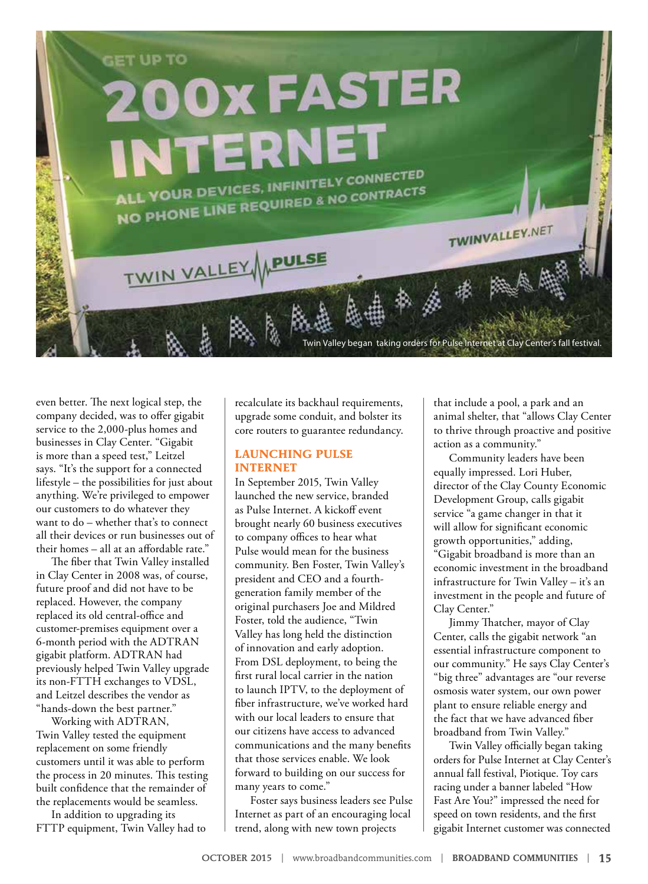Twin Valley began taking orders for Pulse Internet at Clay Center's fall festival.

even better. The next logical step, the company decided, was to offer gigabit service to the 2,000-plus homes and businesses in Clay Center. "Gigabit is more than a speed test," Leitzel says. "It's the support for a connected lifestyle – the possibilities for just about anything. We're privileged to empower our customers to do whatever they want to do – whether that's to connect all their devices or run businesses out of their homes – all at an affordable rate."

The fiber that Twin Valley installed in Clay Center in 2008 was, of course, future proof and did not have to be replaced. However, the company replaced its old central-office and customer-premises equipment over a 6-month period with the ADTRAN gigabit platform. ADTRAN had previously helped Twin Valley upgrade its non-FTTH exchanges to VDSL, and Leitzel describes the vendor as "hands-down the best partner."

Working with ADTRAN, Twin Valley tested the equipment replacement on some friendly customers until it was able to perform the process in 20 minutes. This testing built confidence that the remainder of the replacements would be seamless.

In addition to upgrading its FTTP equipment, Twin Valley had to recalculate its backhaul requirements, upgrade some conduit, and bolster its core routers to guarantee redundancy.

## LAUNCHING PULSE INTERNET

In September 2015, Twin Valley launched the new service, branded as Pulse Internet. A kickoff event brought nearly 60 business executives to company offices to hear what Pulse would mean for the business community. Ben Foster, Twin Valley's president and CEO and a fourth-generation family member of the original purchasers Joe and Mildred Foster, told the audience, "Twin Valley has long held the distinction of innovation and early adoption. From DSL deployment, to being the first rural local carrier in the nation to launch IPTV, to the deployment of fiber infrastructure, we've worked hard with our local leaders to ensure that our citizens have access to advanced communications and the many benefits that those services enable. We look forward to building on our success for many years to come."

Foster says business leaders see Pulse Internet as part of an encouraging local trend, along with new town projects that include a pool, a park and an animal shelter, that "allows Clay Center to thrive through proactive and positive action as a community."

Community leaders have been equally impressed. Lori Huber, director of the Clay County Economic Development Group, calls gigabit service "a game changer in that it will allow for significant economic growth opportunities," adding, "Gigabit broadband is more than an economic investment in the broadband infrastructure for Twin Valley – it's an investment in the people and future of Clay Center."

Jimmy Thatcher, mayor of Clay Center, calls the gigabit network "an essential infrastructure component to our community." He says Clay Center's "big three" advantages are "our reverse osmosis water system, our own power plant to ensure reliable energy and the fact that we have advanced fiber broadband from Twin Valley."

Twin Valley officially began taking orders for Pulse Internet at Clay Center's annual fall festival, Piotique. Toy cars racing under a banner labeled "How Fast Are You?" impressed the need for speed on town residents, and the first gigabit Internet customer was connected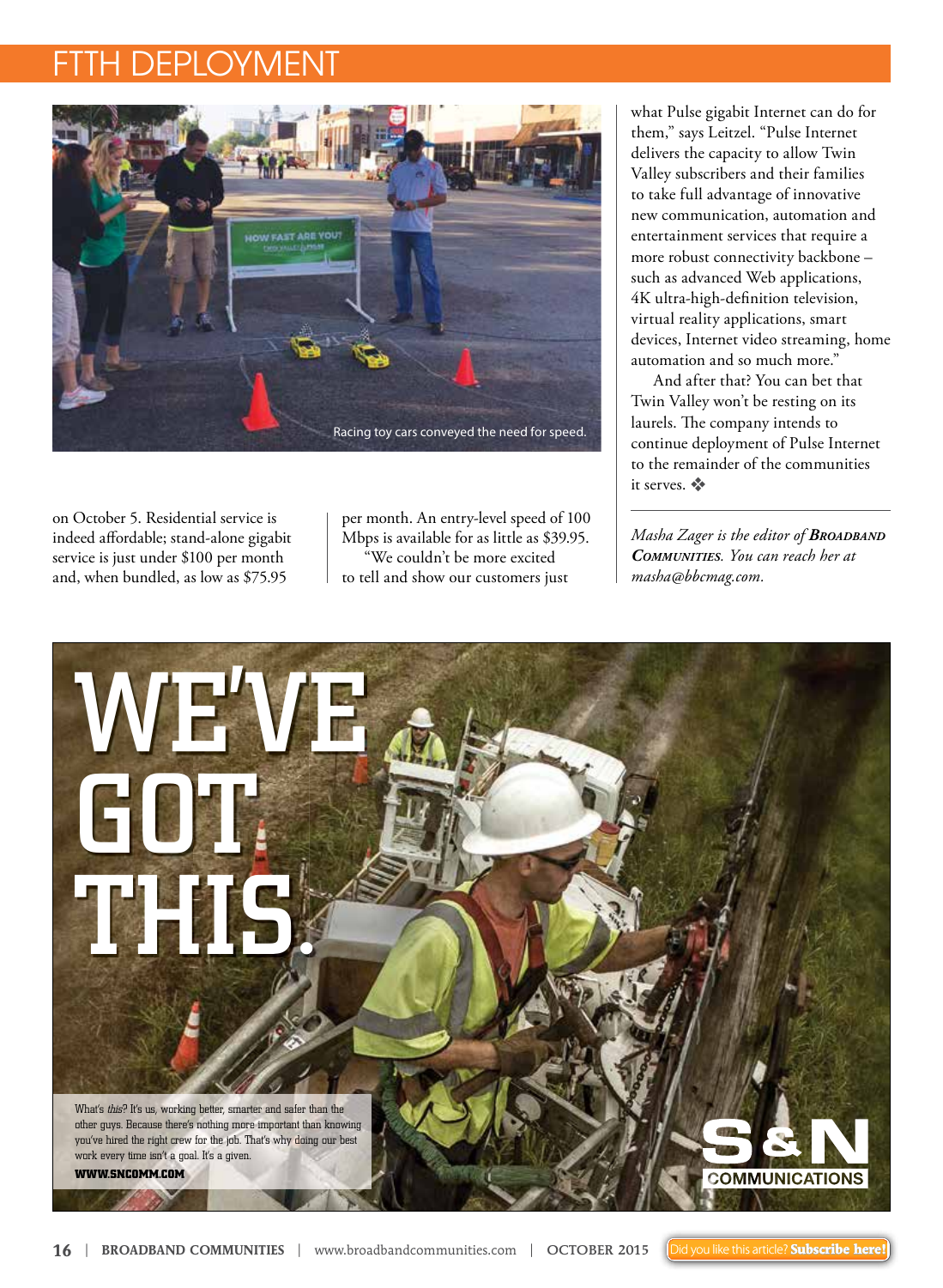Racing toy cars conveyed the need for speed.

on October 5. Residential service is indeed affordable; stand-alone gigabit service is just under $100 per month and, when bundled, as low as $75.95 per month. An entry-level speed of 100 Mbps is available for as little as $39.95.

"We couldn't be more excited to tell and show our customers just what Pulse gigabit Internet can do for them," says Leitzel. "Pulse Internet delivers the capacity to allow Twin Valley subscribers and their families to take full advantage of innovative new communication, automation and entertainment services that require a more robust connectivity backbone – such as advanced Web applications, 4K ultra-high-definition television, virtual reality applications, smart devices, Internet video streaming, home automation and so much more."

And after that? You can bet that Twin Valley won't be resting on its laurels. The company intends to continue deployment of Pulse Internet to the remainder of the communities it serves. ❖

*Masha Zager is the editor of* ***Broadband Communities****. You can reach her at masha@bbcmag.com.*

# WE'VE GOT THIS.

What's *this*? It's us, working better, smarter and safer than the other guys. Because there's nothing more important than knowing you've hired the right crew for the job. That's why doing our best work every time isn't a goal. It's a given.

**WWW.SNCOMM.COM**

S&N COMMUNICATIONS